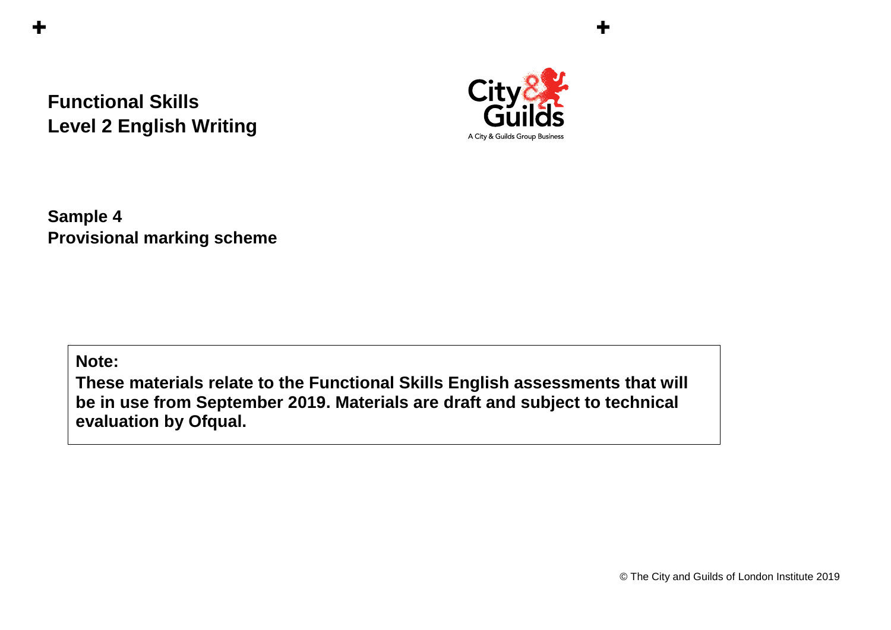# Functional Skills
# Level 2 English Writing

A City & Guilds Group Business

**Sample 4**
**Provisional marking scheme**

> **Note:**
> **These materials relate to the Functional Skills English assessments that will be in use from September 2019. Materials are draft and subject to technical evaluation by Ofqual.**

© The City and Guilds of London Institute 2019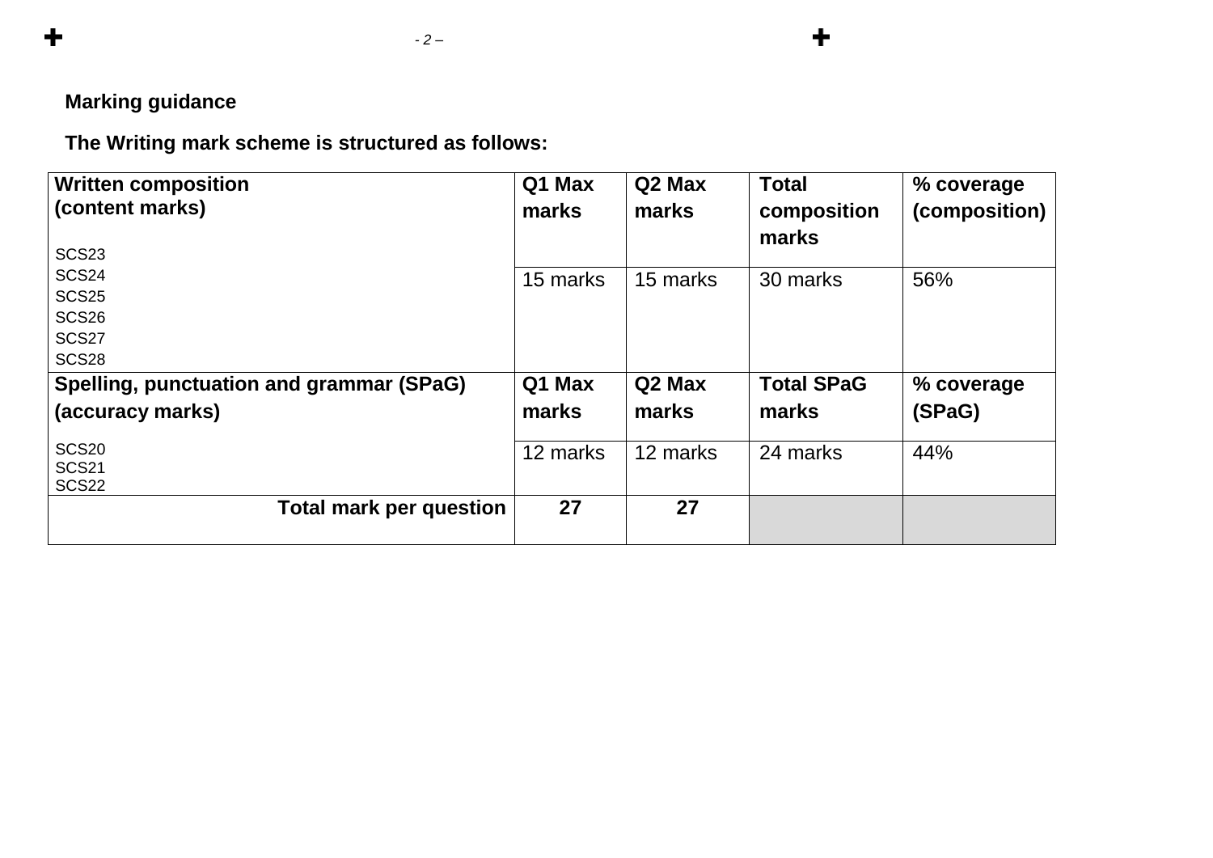**Marking guidance**

**The Writing mark scheme is structured as follows:**

| **Written composition (content marks)** | **Q1 Max marks** | **Q2 Max marks** | **Total composition marks** | **% coverage (composition)** |
|---|---|---|---|---|
| SCS23<br>SCS24<br>SCS25<br>SCS26<br>SCS27<br>SCS28 | 15 marks | 15 marks | 30 marks | 56% |
| **Spelling, punctuation and grammar (SPaG) (accuracy marks)** | **Q1 Max marks** | **Q2 Max marks** | **Total SPaG marks** | **% coverage (SPaG)** |
| SCS20<br>SCS21<br>SCS22 | 12 marks | 12 marks | 24 marks | 44% |
| **Total mark per question** | **27** | **27** | | |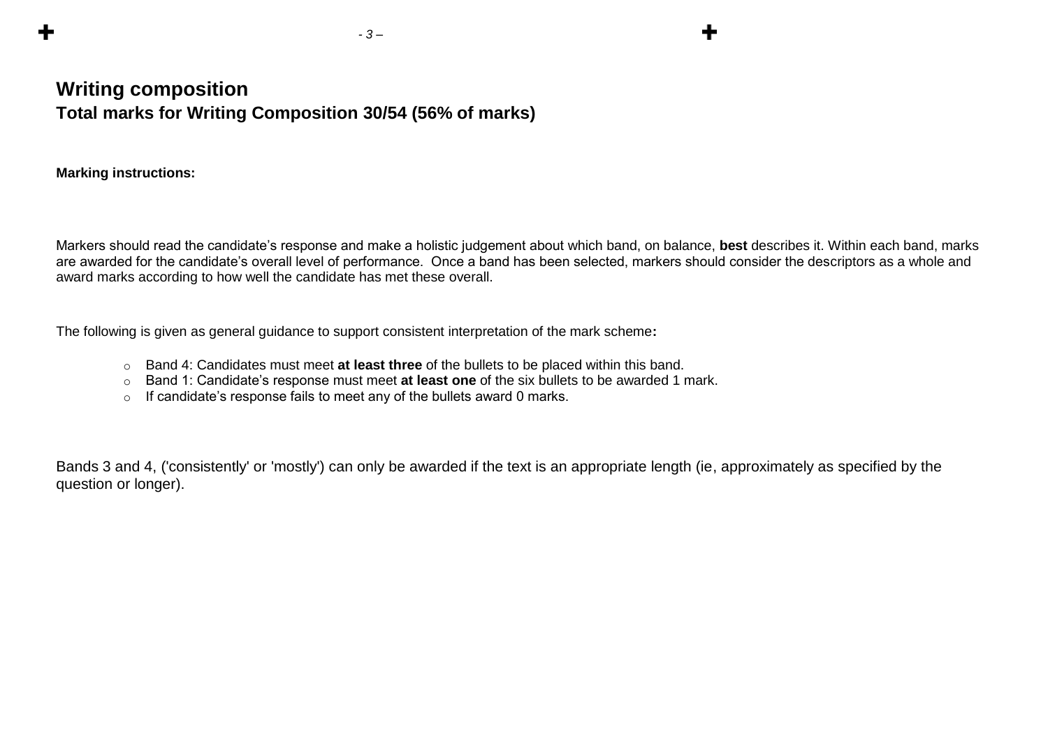## Writing composition

### Total marks for Writing Composition 30/54 (56% of marks)

**Marking instructions:**

Markers should read the candidate's response and make a holistic judgement about which band, on balance, **best** describes it. Within each band, marks are awarded for the candidate's overall level of performance. Once a band has been selected, markers should consider the descriptors as a whole and award marks according to how well the candidate has met these overall.

The following is given as general guidance to support consistent interpretation of the mark scheme**:**

- Band 4: Candidates must meet **at least three** of the bullets to be placed within this band.
- Band 1: Candidate's response must meet **at least one** of the six bullets to be awarded 1 mark.
- If candidate's response fails to meet any of the bullets award 0 marks.

Bands 3 and 4, ('consistently' or 'mostly') can only be awarded if the text is an appropriate length (ie, approximately as specified by the question or longer).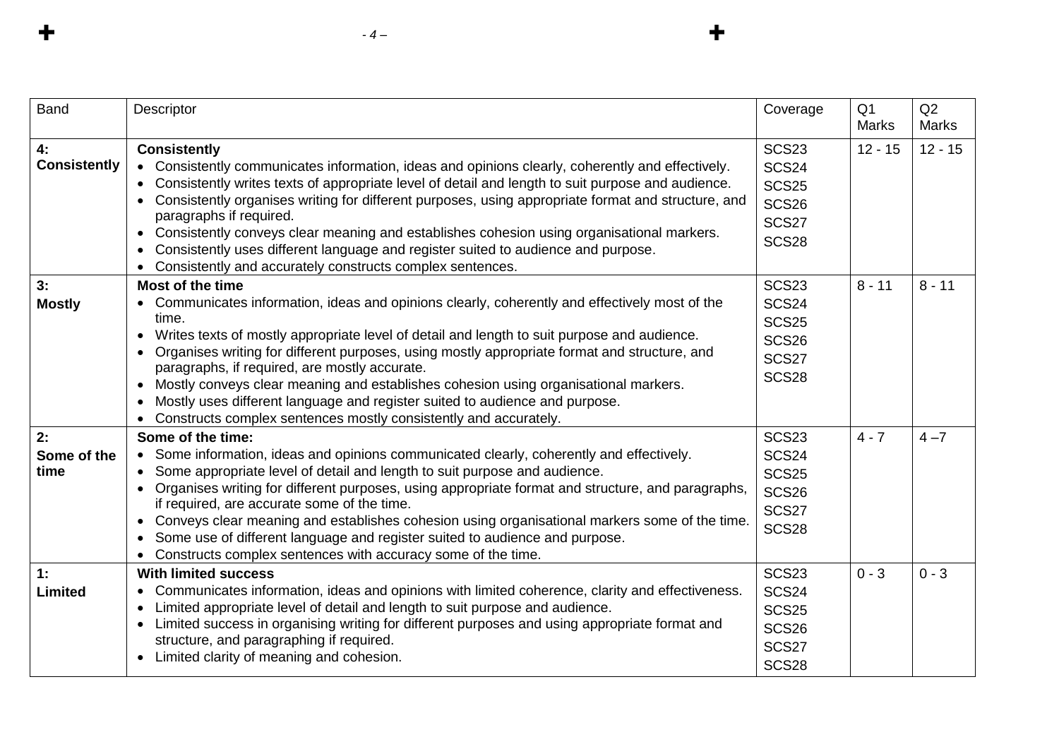| Band | Descriptor | Coverage | Q1 Marks | Q2 Marks |
|---|---|---|---|---|
| **4: Consistently** | **Consistently**<br>• Consistently communicates information, ideas and opinions clearly, coherently and effectively.<br>• Consistently writes texts of appropriate level of detail and length to suit purpose and audience.<br>• Consistently organises writing for different purposes, using appropriate format and structure, and paragraphs if required.<br>• Consistently conveys clear meaning and establishes cohesion using organisational markers.<br>• Consistently uses different language and register suited to audience and purpose.<br>• Consistently and accurately constructs complex sentences. | SCS23<br>SCS24<br>SCS25<br>SCS26<br>SCS27<br>SCS28 | 12 - 15 | 12 - 15 |
| **3: Mostly** | **Most of the time**<br>• Communicates information, ideas and opinions clearly, coherently and effectively most of the time.<br>• Writes texts of mostly appropriate level of detail and length to suit purpose and audience.<br>• Organises writing for different purposes, using mostly appropriate format and structure, and paragraphs, if required, are mostly accurate.<br>• Mostly conveys clear meaning and establishes cohesion using organisational markers.<br>• Mostly uses different language and register suited to audience and purpose.<br>• Constructs complex sentences mostly consistently and accurately. | SCS23<br>SCS24<br>SCS25<br>SCS26<br>SCS27<br>SCS28 | 8 - 11 | 8 - 11 |
| **2: Some of the time** | **Some of the time:**<br>• Some information, ideas and opinions communicated clearly, coherently and effectively.<br>• Some appropriate level of detail and length to suit purpose and audience.<br>• Organises writing for different purposes, using appropriate format and structure, and paragraphs, if required, are accurate some of the time.<br>• Conveys clear meaning and establishes cohesion using organisational markers some of the time.<br>• Some use of different language and register suited to audience and purpose.<br>• Constructs complex sentences with accuracy some of the time. | SCS23<br>SCS24<br>SCS25<br>SCS26<br>SCS27<br>SCS28 | 4 - 7 | 4 –7 |
| **1: Limited** | **With limited success**<br>• Communicates information, ideas and opinions with limited coherence, clarity and effectiveness.<br>• Limited appropriate level of detail and length to suit purpose and audience.<br>• Limited success in organising writing for different purposes and using appropriate format and structure, and paragraphing if required.<br>• Limited clarity of meaning and cohesion. | SCS23<br>SCS24<br>SCS25<br>SCS26<br>SCS27<br>SCS28 | 0 - 3 | 0 - 3 |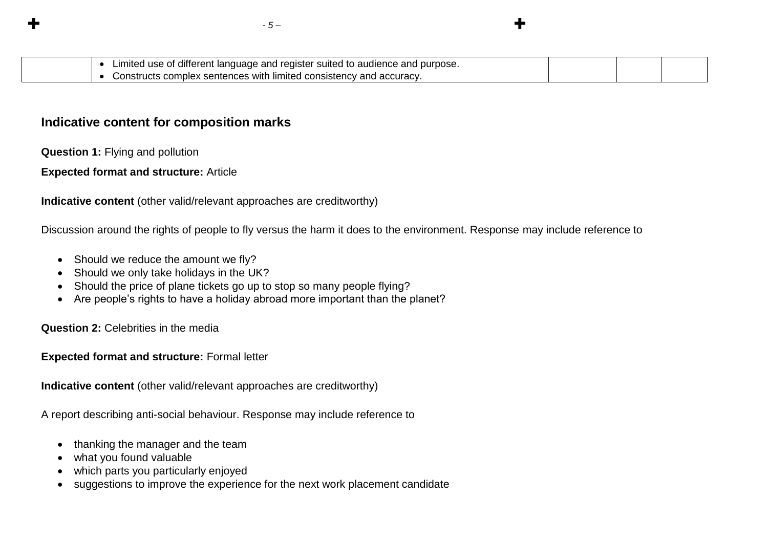| | | | | |
|---|---|---|---|---|
| | • Limited use of different language and register suited to audience and purpose.<br>• Constructs complex sentences with limited consistency and accuracy. | | | |

## Indicative content for composition marks

**Question 1:** Flying and pollution

**Expected format and structure:** Article

**Indicative content** (other valid/relevant approaches are creditworthy)

Discussion around the rights of people to fly versus the harm it does to the environment. Response may include reference to

- Should we reduce the amount we fly?
- Should we only take holidays in the UK?
- Should the price of plane tickets go up to stop so many people flying?
- Are people's rights to have a holiday abroad more important than the planet?

**Question 2:** Celebrities in the media

**Expected format and structure:** Formal letter

**Indicative content** (other valid/relevant approaches are creditworthy)

A report describing anti-social behaviour. Response may include reference to

- thanking the manager and the team
- what you found valuable
- which parts you particularly enjoyed
- suggestions to improve the experience for the next work placement candidate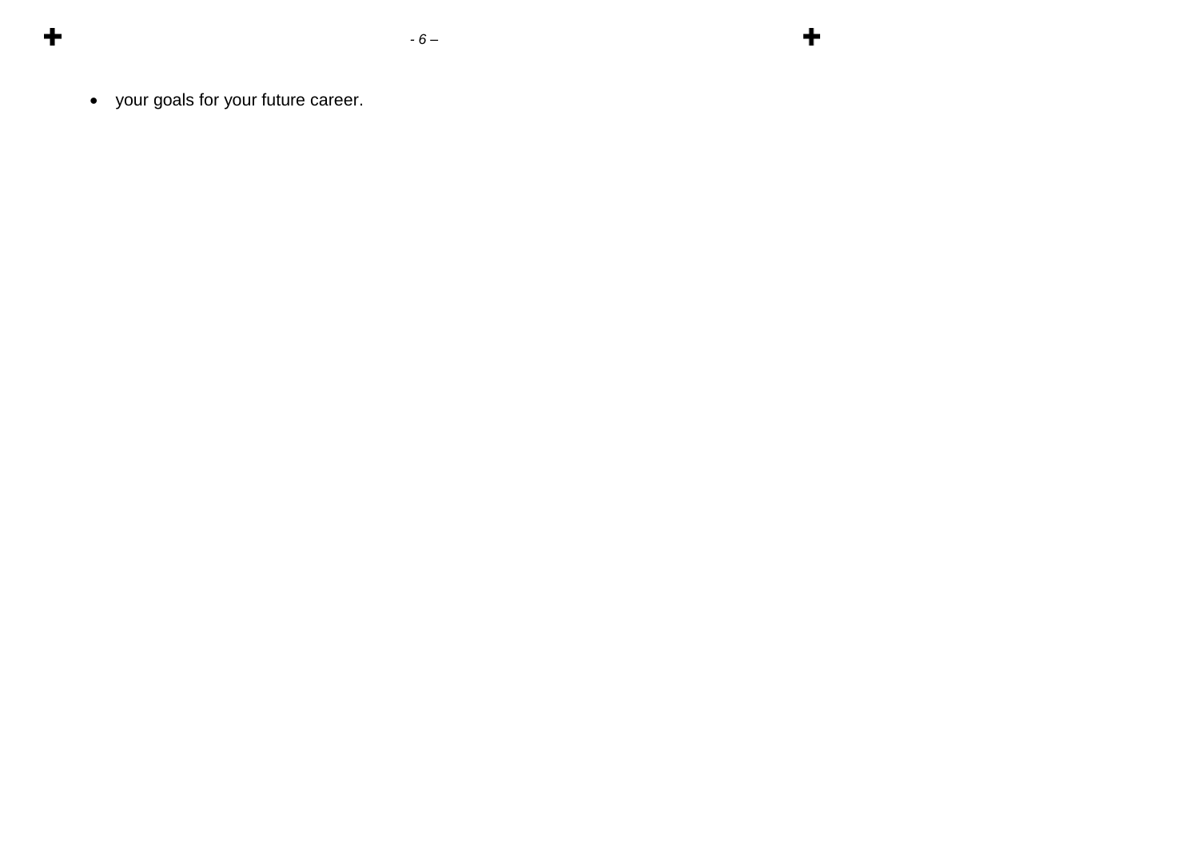- your goals for your future career.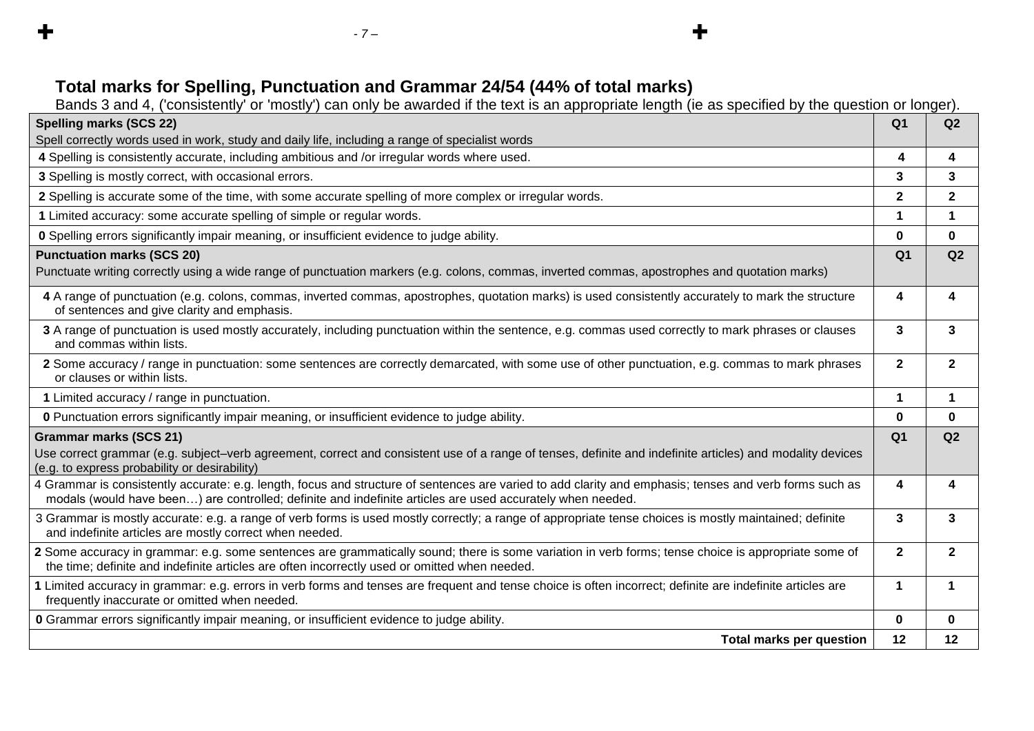## Total marks for Spelling, Punctuation and Grammar 24/54 (44% of total marks)

Bands 3 and 4, ('consistently' or 'mostly') can only be awarded if the text is an appropriate length (ie as specified by the question or longer).

| **Spelling marks (SCS 22)** Spell correctly words used in work, study and daily life, including a range of specialist words | **Q1** | **Q2** |
|---|---|---|
| **4** Spelling is consistently accurate, including ambitious and /or irregular words where used. | **4** | **4** |
| **3** Spelling is mostly correct, with occasional errors. | **3** | **3** |
| **2** Spelling is accurate some of the time, with some accurate spelling of more complex or irregular words. | **2** | **2** |
| **1** Limited accuracy: some accurate spelling of simple or regular words. | **1** | **1** |
| **0** Spelling errors significantly impair meaning, or insufficient evidence to judge ability. | **0** | **0** |
| **Punctuation marks (SCS 20)** Punctuate writing correctly using a wide range of punctuation markers (e.g. colons, commas, inverted commas, apostrophes and quotation marks) | **Q1** | **Q2** |
| **4** A range of punctuation (e.g. colons, commas, inverted commas, apostrophes, quotation marks) is used consistently accurately to mark the structure of sentences and give clarity and emphasis. | **4** | **4** |
| **3** A range of punctuation is used mostly accurately, including punctuation within the sentence, e.g. commas used correctly to mark phrases or clauses and commas within lists. | **3** | **3** |
| **2** Some accuracy / range in punctuation: some sentences are correctly demarcated, with some use of other punctuation, e.g. commas to mark phrases or clauses or within lists. | **2** | **2** |
| **1** Limited accuracy / range in punctuation. | **1** | **1** |
| **0** Punctuation errors significantly impair meaning, or insufficient evidence to judge ability. | **0** | **0** |
| **Grammar marks (SCS 21)** Use correct grammar (e.g. subject–verb agreement, correct and consistent use of a range of tenses, definite and indefinite articles) and modality devices (e.g. to express probability or desirability) | **Q1** | **Q2** |
| 4 Grammar is consistently accurate: e.g. length, focus and structure of sentences are varied to add clarity and emphasis; tenses and verb forms such as modals (would have been…) are controlled; definite and indefinite articles are used accurately when needed. | **4** | **4** |
| 3 Grammar is mostly accurate: e.g. a range of verb forms is used mostly correctly; a range of appropriate tense choices is mostly maintained; definite and indefinite articles are mostly correct when needed. | **3** | **3** |
| **2** Some accuracy in grammar: e.g. some sentences are grammatically sound; there is some variation in verb forms; tense choice is appropriate some of the time; definite and indefinite articles are often incorrectly used or omitted when needed. | **2** | **2** |
| **1** Limited accuracy in grammar: e.g. errors in verb forms and tenses are frequent and tense choice is often incorrect; definite are indefinite articles are frequently inaccurate or omitted when needed. | **1** | **1** |
| **0** Grammar errors significantly impair meaning, or insufficient evidence to judge ability. | **0** | **0** |
| **Total marks per question** | **12** | **12** |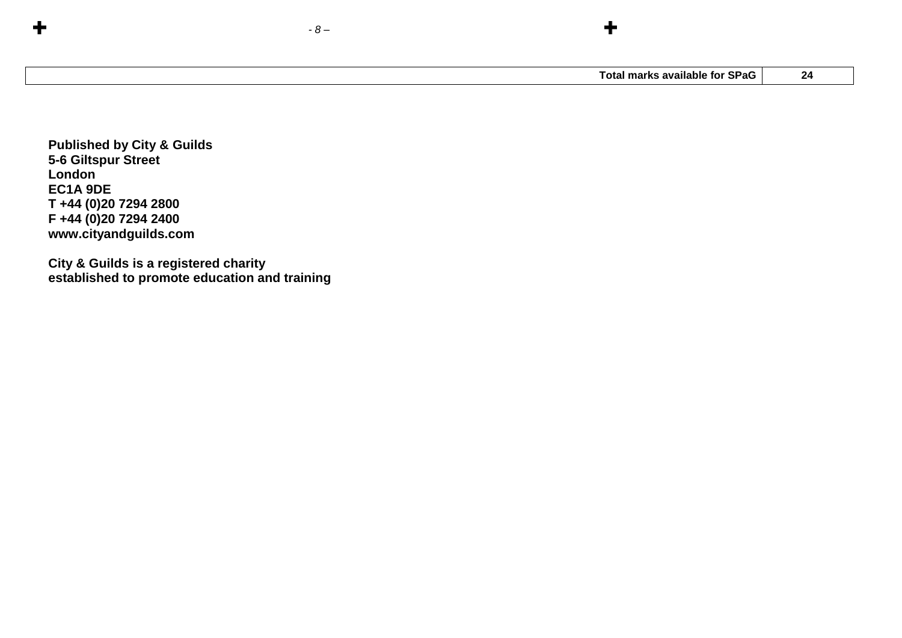| | |
|---|---|
| **Total marks available for SPaG** | **24** |

**Published by City & Guilds**
**5-6 Giltspur Street**
**London**
**EC1A 9DE**
**T +44 (0)20 7294 2800**
**F +44 (0)20 7294 2400**
**www.cityandguilds.com**

**City & Guilds is a registered charity**
**established to promote education and training**